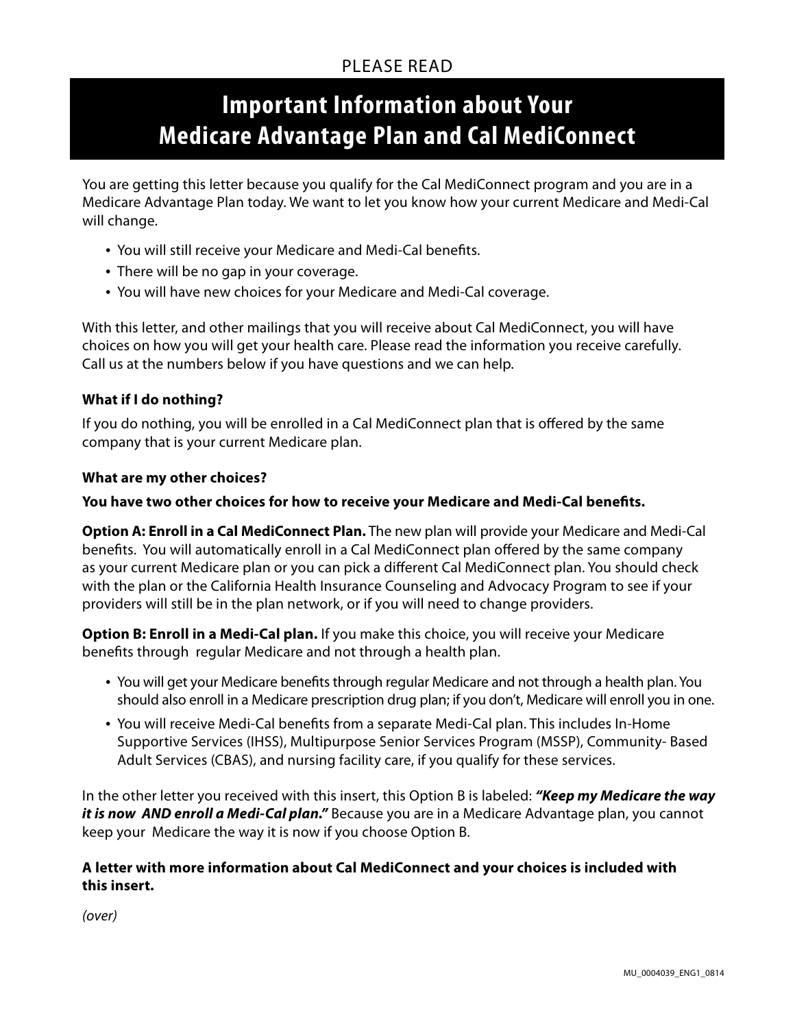PLEASE READ

# Important Information about Your Medicare Advantage Plan and Cal MediConnect

You are getting this letter because you qualify for the Cal MediConnect program and you are in a Medicare Advantage Plan today. We want to let you know how your current Medicare and Medi-Cal will change.

- You will still receive your Medicare and Medi-Cal benefits.
- There will be no gap in your coverage.
- You will have new choices for your Medicare and Medi-Cal coverage.

With this letter, and other mailings that you will receive about Cal MediConnect, you will have choices on how you will get your health care. Please read the information you receive carefully. Call us at the numbers below if you have questions and we can help.

**What if I do nothing?**

If you do nothing, you will be enrolled in a Cal MediConnect plan that is offered by the same company that is your current Medicare plan.

**What are my other choices?**

**You have two other choices for how to receive your Medicare and Medi-Cal benefits.**

**Option A: Enroll in a Cal MediConnect Plan.** The new plan will provide your Medicare and Medi-Cal benefits. You will automatically enroll in a Cal MediConnect plan offered by the same company as your current Medicare plan or you can pick a different Cal MediConnect plan. You should check with the plan or the California Health Insurance Counseling and Advocacy Program to see if your providers will still be in the plan network, or if you will need to change providers.

**Option B: Enroll in a Medi-Cal plan.** If you make this choice, you will receive your Medicare benefits through regular Medicare and not through a health plan.

- You will get your Medicare benefits through regular Medicare and not through a health plan. You should also enroll in a Medicare prescription drug plan; if you don't, Medicare will enroll you in one.
- You will receive Medi-Cal benefits from a separate Medi-Cal plan. This includes In-Home Supportive Services (IHSS), Multipurpose Senior Services Program (MSSP), Community- Based Adult Services (CBAS), and nursing facility care, if you qualify for these services.

In the other letter you received with this insert, this Option B is labeled: ***"Keep my Medicare the way it is now AND enroll a Medi-Cal plan."*** Because you are in a Medicare Advantage plan, you cannot keep your Medicare the way it is now if you choose Option B.

**A letter with more information about Cal MediConnect and your choices is included with this insert.**

*(over)*

MU_0004039_ENG1_0814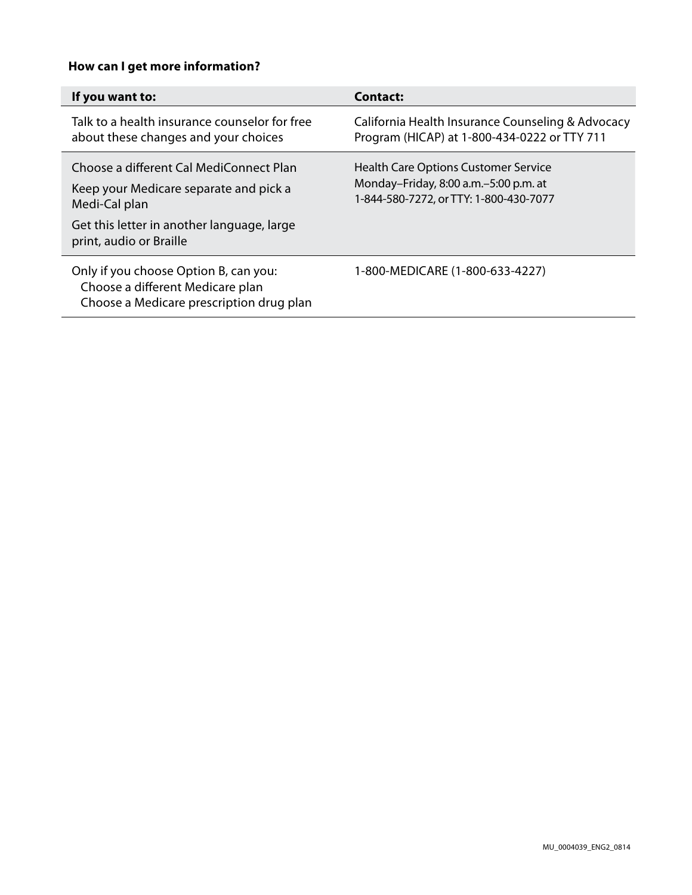**How can I get more information?**

| If you want to: | Contact: |
|---|---|
| Talk to a health insurance counselor for free about these changes and your choices | California Health Insurance Counseling & Advocacy Program (HICAP) at 1-800-434-0222 or TTY 711 |
| Choose a different Cal MediConnect Plan<br>Keep your Medicare separate and pick a Medi-Cal plan<br>Get this letter in another language, large print, audio or Braille | Health Care Options Customer Service Monday–Friday, 8:00 a.m.–5:00 p.m. at 1-844-580-7272, or TTY: 1-800-430-7077 |
| Only if you choose Option B, can you:<br>Choose a different Medicare plan<br>Choose a Medicare prescription drug plan | 1-800-MEDICARE (1-800-633-4227) |

MU_0004039_ENG2_0814